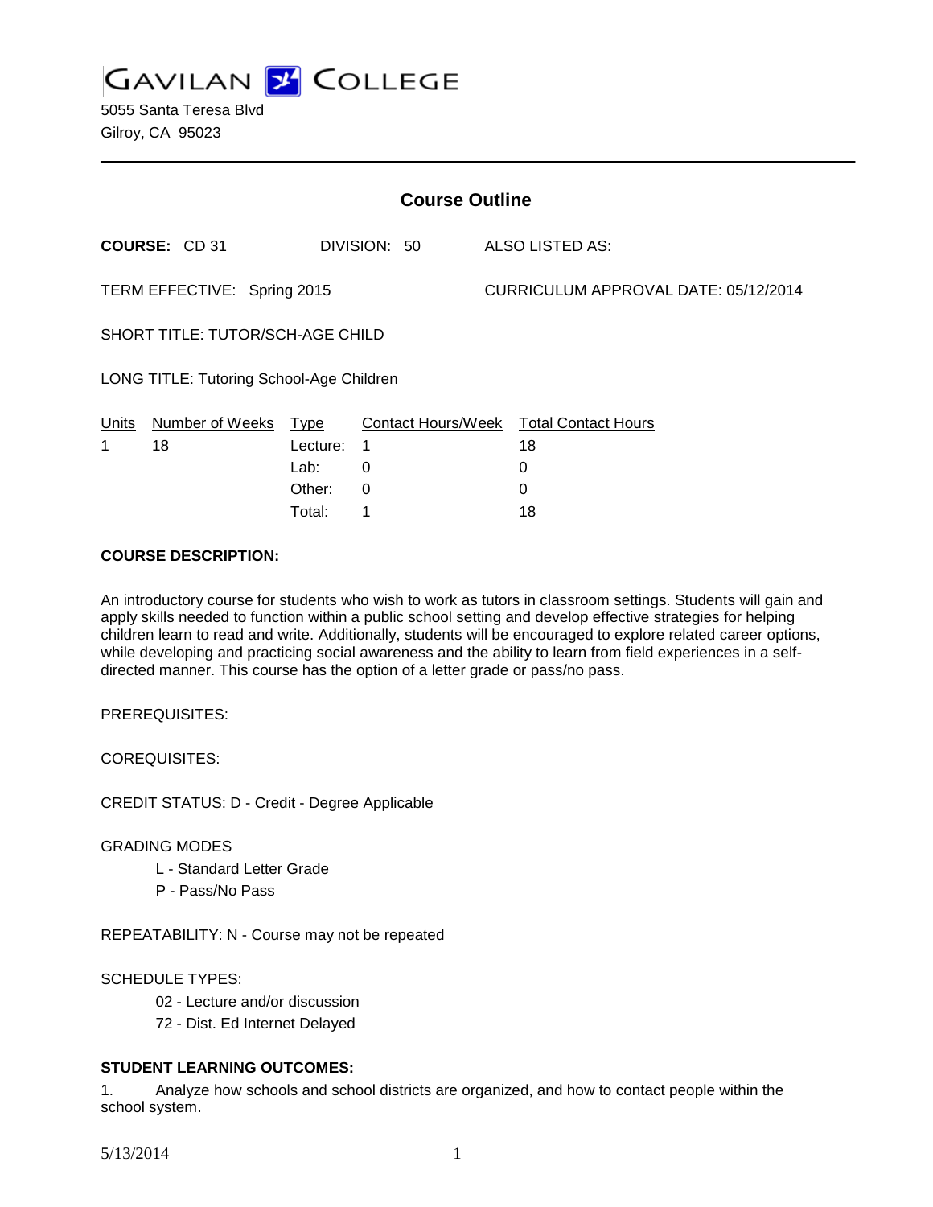# GAVILAN COLLEGE

5055 Santa Teresa Blvd
Gilroy, CA 95023

## Course Outline

**COURSE:** CD 31 DIVISION: 50 ALSO LISTED AS:

TERM EFFECTIVE: Spring 2015 CURRICULUM APPROVAL DATE: 05/12/2014

SHORT TITLE: TUTOR/SCH-AGE CHILD

LONG TITLE: Tutoring School-Age Children

| Units | Number of Weeks | Type | Contact Hours/Week | Total Contact Hours |
|---|---|---|---|---|
| 1 | 18 | Lecture: | 1 | 18 |
| | | Lab: | 0 | 0 |
| | | Other: | 0 | 0 |
| | | Total: | 1 | 18 |

**COURSE DESCRIPTION:**

An introductory course for students who wish to work as tutors in classroom settings. Students will gain and apply skills needed to function within a public school setting and develop effective strategies for helping children learn to read and write. Additionally, students will be encouraged to explore related career options, while developing and practicing social awareness and the ability to learn from field experiences in a self-directed manner. This course has the option of a letter grade or pass/no pass.

PREREQUISITES:

COREQUISITES:

CREDIT STATUS: D - Credit - Degree Applicable

GRADING MODES

- L - Standard Letter Grade
- P - Pass/No Pass

REPEATABILITY: N - Course may not be repeated

SCHEDULE TYPES:

- 02 - Lecture and/or discussion
- 72 - Dist. Ed Internet Delayed

**STUDENT LEARNING OUTCOMES:**

1. Analyze how schools and school districts are organized, and how to contact people within the school system.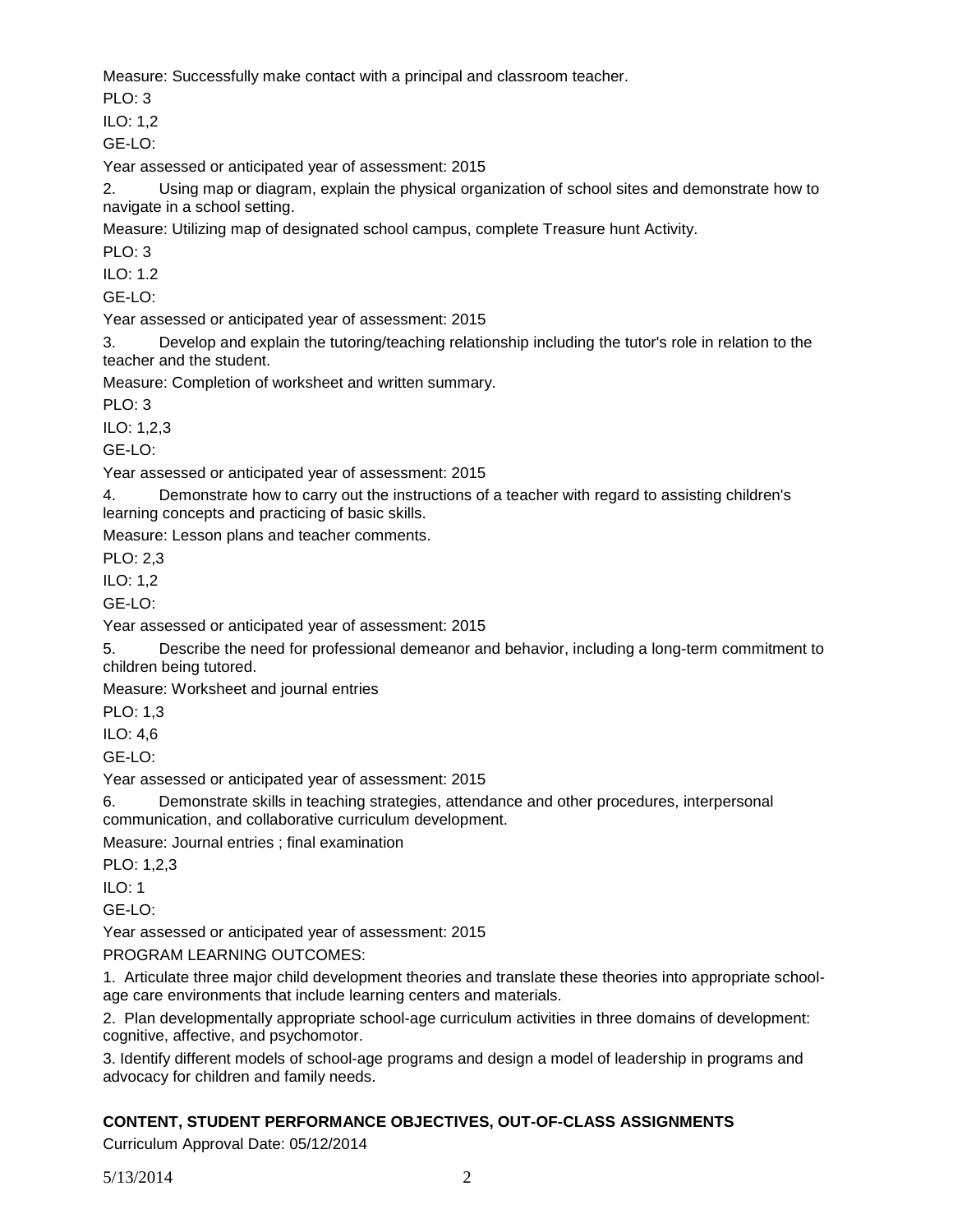Measure: Successfully make contact with a principal and classroom teacher.

PLO: 3

ILO: 1,2

GE-LO:

Year assessed or anticipated year of assessment: 2015

2. Using map or diagram, explain the physical organization of school sites and demonstrate how to navigate in a school setting.

Measure: Utilizing map of designated school campus, complete Treasure hunt Activity.

PLO: 3

ILO: 1.2

GE-LO:

Year assessed or anticipated year of assessment: 2015

3. Develop and explain the tutoring/teaching relationship including the tutor's role in relation to the teacher and the student.

Measure: Completion of worksheet and written summary.

PLO: 3

ILO: 1,2,3

GE-LO:

Year assessed or anticipated year of assessment: 2015

4. Demonstrate how to carry out the instructions of a teacher with regard to assisting children's learning concepts and practicing of basic skills.

Measure: Lesson plans and teacher comments.

PLO: 2,3

ILO: 1,2

GE-LO:

Year assessed or anticipated year of assessment: 2015

5. Describe the need for professional demeanor and behavior, including a long-term commitment to children being tutored.

Measure: Worksheet and journal entries

PLO: 1,3

ILO: 4,6

GE-LO:

Year assessed or anticipated year of assessment: 2015

6. Demonstrate skills in teaching strategies, attendance and other procedures, interpersonal communication, and collaborative curriculum development.

Measure: Journal entries ; final examination

PLO: 1,2,3

ILO: 1

GE-LO:

Year assessed or anticipated year of assessment: 2015

PROGRAM LEARNING OUTCOMES:

1. Articulate three major child development theories and translate these theories into appropriate school-age care environments that include learning centers and materials.

2. Plan developmentally appropriate school-age curriculum activities in three domains of development: cognitive, affective, and psychomotor.

3. Identify different models of school-age programs and design a model of leadership in programs and advocacy for children and family needs.

## CONTENT, STUDENT PERFORMANCE OBJECTIVES, OUT-OF-CLASS ASSIGNMENTS

Curriculum Approval Date: 05/12/2014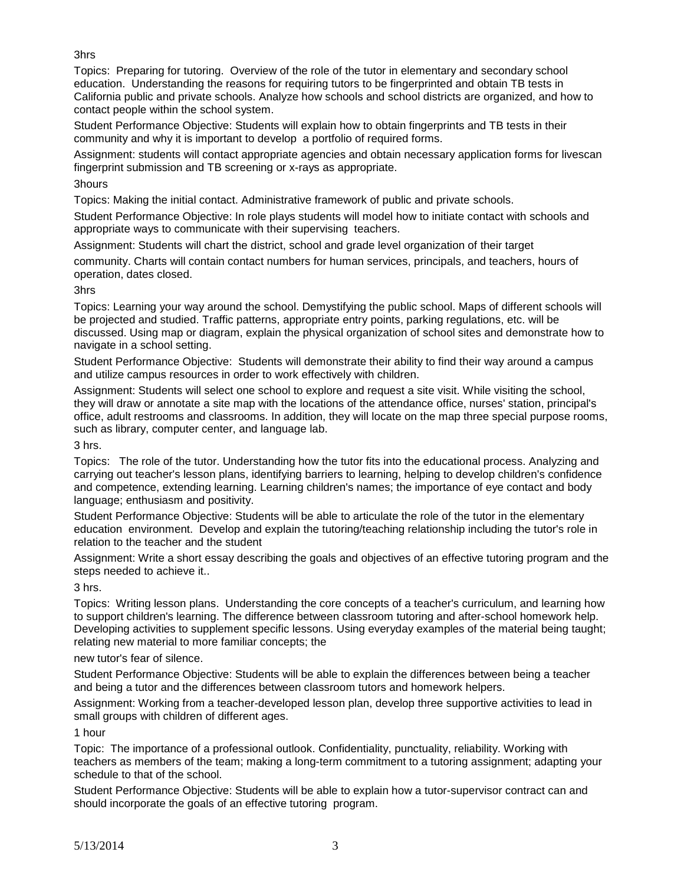3hrs

Topics: Preparing for tutoring. Overview of the role of the tutor in elementary and secondary school education. Understanding the reasons for requiring tutors to be fingerprinted and obtain TB tests in California public and private schools. Analyze how schools and school districts are organized, and how to contact people within the school system.

Student Performance Objective: Students will explain how to obtain fingerprints and TB tests in their community and why it is important to develop a portfolio of required forms.

Assignment: students will contact appropriate agencies and obtain necessary application forms for livescan fingerprint submission and TB screening or x-rays as appropriate.

3hours

Topics: Making the initial contact. Administrative framework of public and private schools.

Student Performance Objective: In role plays students will model how to initiate contact with schools and appropriate ways to communicate with their supervising teachers.

Assignment: Students will chart the district, school and grade level organization of their target community. Charts will contain contact numbers for human services, principals, and teachers, hours of operation, dates closed.

3hrs

Topics: Learning your way around the school. Demystifying the public school. Maps of different schools will be projected and studied. Traffic patterns, appropriate entry points, parking regulations, etc. will be discussed. Using map or diagram, explain the physical organization of school sites and demonstrate how to navigate in a school setting.

Student Performance Objective: Students will demonstrate their ability to find their way around a campus and utilize campus resources in order to work effectively with children.

Assignment: Students will select one school to explore and request a site visit. While visiting the school, they will draw or annotate a site map with the locations of the attendance office, nurses' station, principal's office, adult restrooms and classrooms. In addition, they will locate on the map three special purpose rooms, such as library, computer center, and language lab.

3 hrs.

Topics: The role of the tutor. Understanding how the tutor fits into the educational process. Analyzing and carrying out teacher's lesson plans, identifying barriers to learning, helping to develop children's confidence and competence, extending learning. Learning children's names; the importance of eye contact and body language; enthusiasm and positivity.

Student Performance Objective: Students will be able to articulate the role of the tutor in the elementary education environment. Develop and explain the tutoring/teaching relationship including the tutor's role in relation to the teacher and the student

Assignment: Write a short essay describing the goals and objectives of an effective tutoring program and the steps needed to achieve it..

3 hrs.

Topics: Writing lesson plans. Understanding the core concepts of a teacher's curriculum, and learning how to support children's learning. The difference between classroom tutoring and after-school homework help. Developing activities to supplement specific lessons. Using everyday examples of the material being taught; relating new material to more familiar concepts; the new tutor's fear of silence.

Student Performance Objective: Students will be able to explain the differences between being a teacher and being a tutor and the differences between classroom tutors and homework helpers.

Assignment: Working from a teacher-developed lesson plan, develop three supportive activities to lead in small groups with children of different ages.

1 hour

Topic: The importance of a professional outlook. Confidentiality, punctuality, reliability. Working with teachers as members of the team; making a long-term commitment to a tutoring assignment; adapting your schedule to that of the school.

Student Performance Objective: Students will be able to explain how a tutor-supervisor contract can and should incorporate the goals of an effective tutoring program.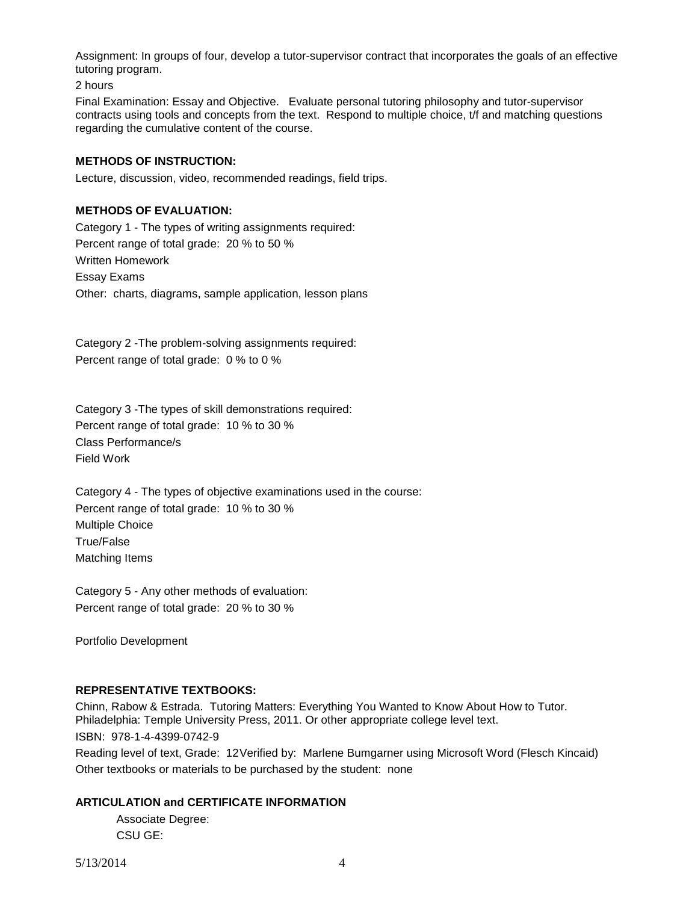Assignment: In groups of four, develop a tutor-supervisor contract that incorporates the goals of an effective tutoring program.

2 hours

Final Examination: Essay and Objective. Evaluate personal tutoring philosophy and tutor-supervisor contracts using tools and concepts from the text. Respond to multiple choice, t/f and matching questions regarding the cumulative content of the course.

**METHODS OF INSTRUCTION:**

Lecture, discussion, video, recommended readings, field trips.

**METHODS OF EVALUATION:**

Category 1 - The types of writing assignments required:
Percent range of total grade: 20 % to 50 %
Written Homework
Essay Exams
Other: charts, diagrams, sample application, lesson plans

Category 2 -The problem-solving assignments required:
Percent range of total grade: 0 % to 0 %

Category 3 -The types of skill demonstrations required:
Percent range of total grade: 10 % to 30 %
Class Performance/s
Field Work

Category 4 - The types of objective examinations used in the course:
Percent range of total grade: 10 % to 30 %
Multiple Choice
True/False
Matching Items

Category 5 - Any other methods of evaluation:
Percent range of total grade: 20 % to 30 %

Portfolio Development

**REPRESENTATIVE TEXTBOOKS:**

Chinn, Rabow & Estrada. Tutoring Matters: Everything You Wanted to Know About How to Tutor. Philadelphia: Temple University Press, 2011. Or other appropriate college level text.
ISBN: 978-1-4-4399-0742-9
Reading level of text, Grade: 12 Verified by: Marlene Bumgarner using Microsoft Word (Flesch Kincaid)
Other textbooks or materials to be purchased by the student: none

**ARTICULATION and CERTIFICATE INFORMATION**

Associate Degree:
CSU GE: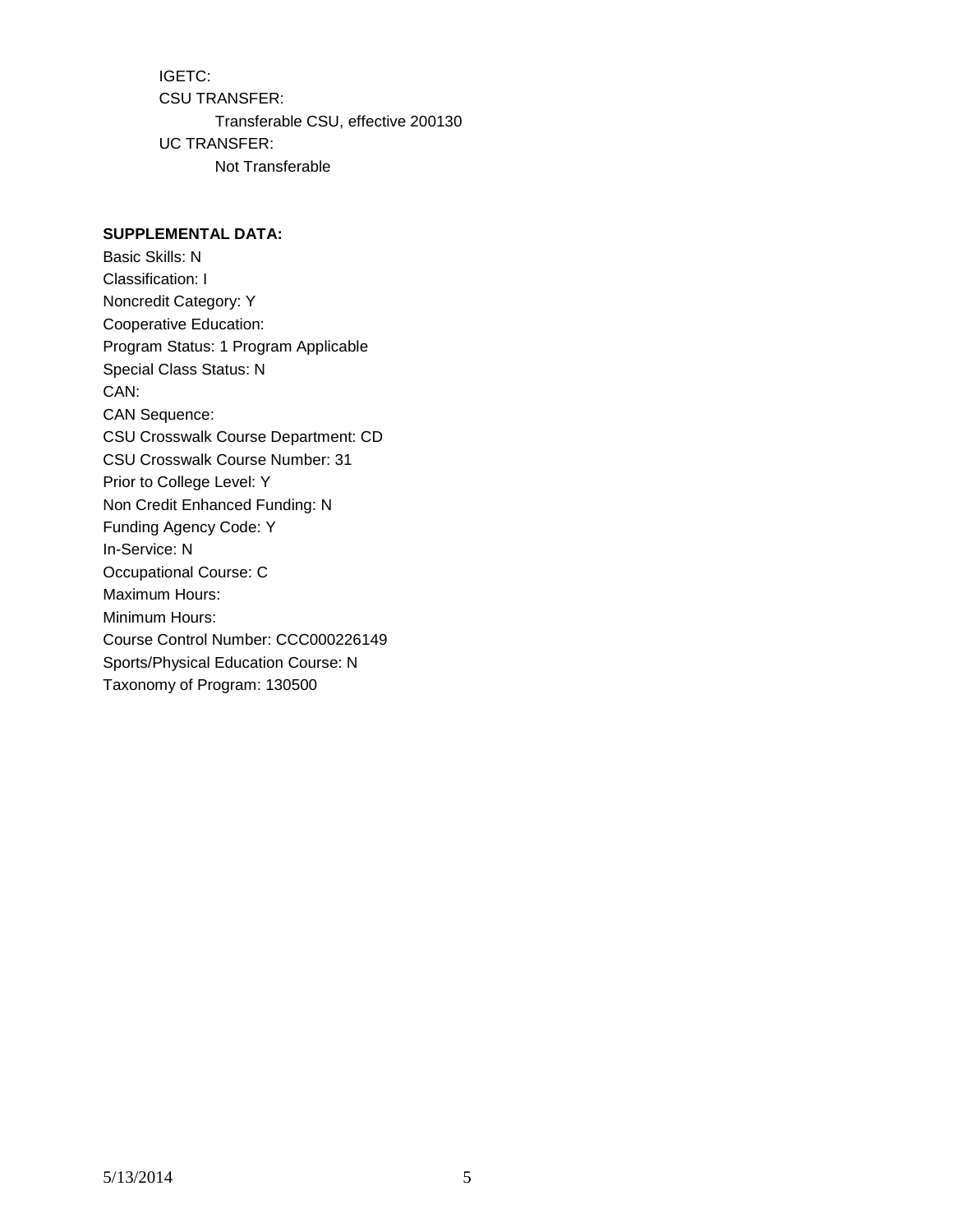IGETC:

CSU TRANSFER:

Transferable CSU, effective 200130

UC TRANSFER:

Not Transferable

**SUPPLEMENTAL DATA:**

Basic Skills: N
Classification: I
Noncredit Category: Y
Cooperative Education:
Program Status: 1 Program Applicable
Special Class Status: N
CAN:
CAN Sequence:
CSU Crosswalk Course Department: CD
CSU Crosswalk Course Number: 31
Prior to College Level: Y
Non Credit Enhanced Funding: N
Funding Agency Code: Y
In-Service: N
Occupational Course: C
Maximum Hours:
Minimum Hours:
Course Control Number: CCC000226149
Sports/Physical Education Course: N
Taxonomy of Program: 130500